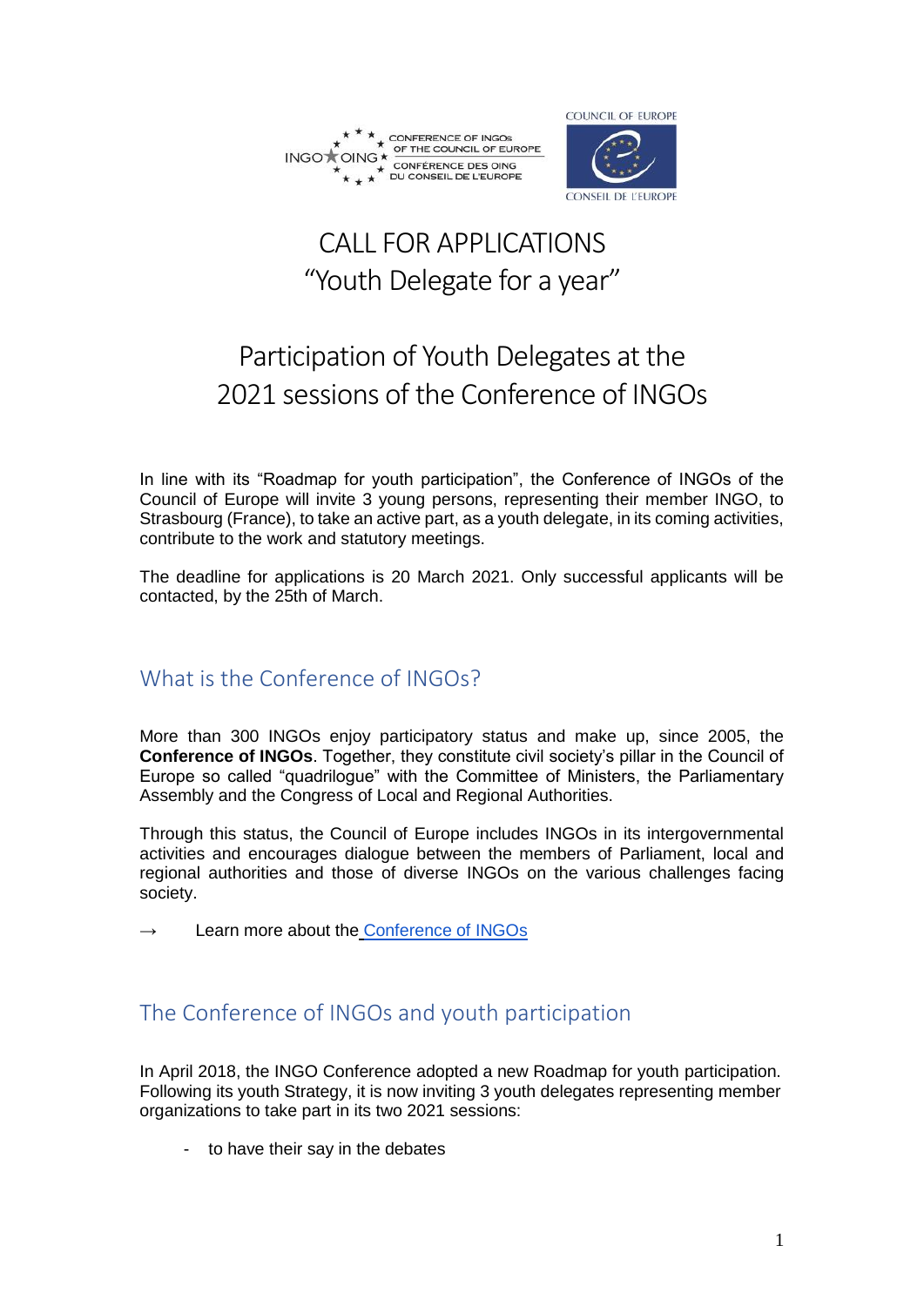CONFERENCE OF INGOs OF THE COUNCIL OF EUROPE
CONFÉRENCE DES OING DU CONSEIL DE L'EUROPE

COUNCIL OF EUROPE
CONSEIL DE L'EUROPE

# CALL FOR APPLICATIONS
# "Youth Delegate for a year"

# Participation of Youth Delegates at the 2021 sessions of the Conference of INGOs

In line with its "Roadmap for youth participation", the Conference of INGOs of the Council of Europe will invite 3 young persons, representing their member INGO, to Strasbourg (France), to take an active part, as a youth delegate, in its coming activities, contribute to the work and statutory meetings.

The deadline for applications is 20 March 2021. Only successful applicants will be contacted, by the 25th of March.

## What is the Conference of INGOs?

More than 300 INGOs enjoy participatory status and make up, since 2005, the **Conference of INGOs**. Together, they constitute civil society's pillar in the Council of Europe so called "quadrilogue" with the Committee of Ministers, the Parliamentary Assembly and the Congress of Local and Regional Authorities.

Through this status, the Council of Europe includes INGOs in its intergovernmental activities and encourages dialogue between the members of Parliament, local and regional authorities and those of diverse INGOs on the various challenges facing society.

→ Learn more about the Conference of INGOs

## The Conference of INGOs and youth participation

In April 2018, the INGO Conference adopted a new Roadmap for youth participation. Following its youth Strategy, it is now inviting 3 youth delegates representing member organizations to take part in its two 2021 sessions:

- to have their say in the debates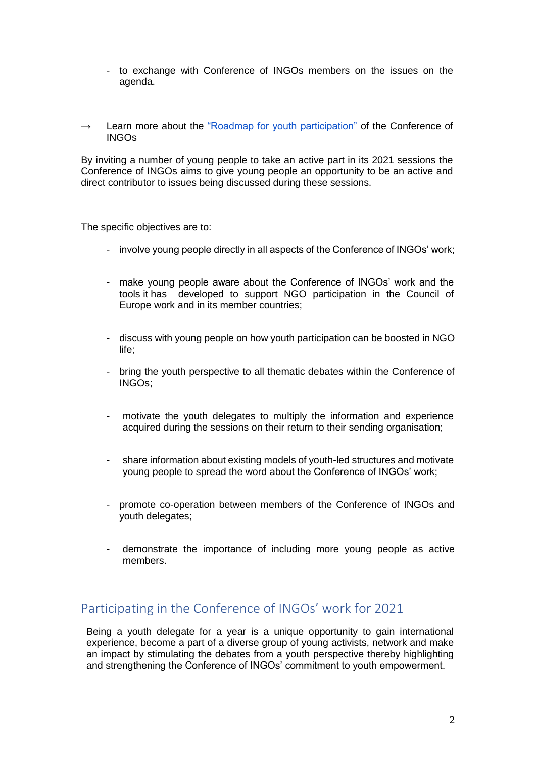- to exchange with Conference of INGOs members on the issues on the agenda.

→ Learn more about the "Roadmap for youth participation" of the Conference of INGOs

By inviting a number of young people to take an active part in its 2021 sessions the Conference of INGOs aims to give young people an opportunity to be an active and direct contributor to issues being discussed during these sessions.

The specific objectives are to:

- involve young people directly in all aspects of the Conference of INGOs' work;
- make young people aware about the Conference of INGOs' work and the tools it has developed to support NGO participation in the Council of Europe work and in its member countries;
- discuss with young people on how youth participation can be boosted in NGO life;
- bring the youth perspective to all thematic debates within the Conference of INGOs;
- motivate the youth delegates to multiply the information and experience acquired during the sessions on their return to their sending organisation;
- share information about existing models of youth-led structures and motivate young people to spread the word about the Conference of INGOs' work;
- promote co-operation between members of the Conference of INGOs and youth delegates;
- demonstrate the importance of including more young people as active members.

## Participating in the Conference of INGOs' work for 2021

Being a youth delegate for a year is a unique opportunity to gain international experience, become a part of a diverse group of young activists, network and make an impact by stimulating the debates from a youth perspective thereby highlighting and strengthening the Conference of INGOs' commitment to youth empowerment.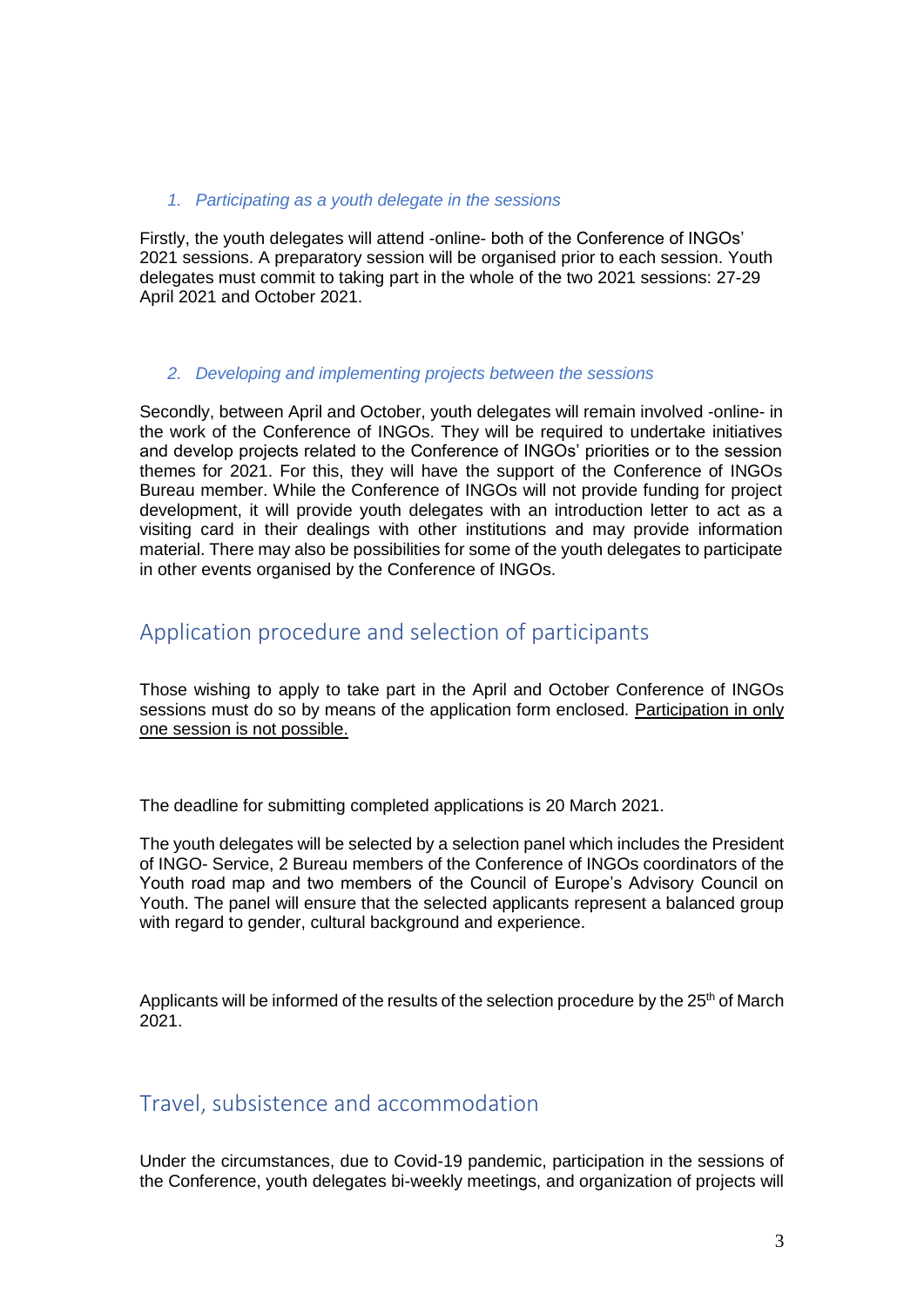### *1. Participating as a youth delegate in the sessions*

Firstly, the youth delegates will attend -online- both of the Conference of INGOs' 2021 sessions. A preparatory session will be organised prior to each session. Youth delegates must commit to taking part in the whole of the two 2021 sessions: 27-29 April 2021 and October 2021.

### *2. Developing and implementing projects between the sessions*

Secondly, between April and October, youth delegates will remain involved -online- in the work of the Conference of INGOs. They will be required to undertake initiatives and develop projects related to the Conference of INGOs' priorities or to the session themes for 2021. For this, they will have the support of the Conference of INGOs Bureau member. While the Conference of INGOs will not provide funding for project development, it will provide youth delegates with an introduction letter to act as a visiting card in their dealings with other institutions and may provide information material. There may also be possibilities for some of the youth delegates to participate in other events organised by the Conference of INGOs.

## Application procedure and selection of participants

Those wishing to apply to take part in the April and October Conference of INGOs sessions must do so by means of the application form enclosed. Participation in only one session is not possible.

The deadline for submitting completed applications is 20 March 2021.

The youth delegates will be selected by a selection panel which includes the President of INGO- Service, 2 Bureau members of the Conference of INGOs coordinators of the Youth road map and two members of the Council of Europe's Advisory Council on Youth. The panel will ensure that the selected applicants represent a balanced group with regard to gender, cultural background and experience.

Applicants will be informed of the results of the selection procedure by the 25th of March 2021.

## Travel, subsistence and accommodation

Under the circumstances, due to Covid-19 pandemic, participation in the sessions of the Conference, youth delegates bi-weekly meetings, and organization of projects will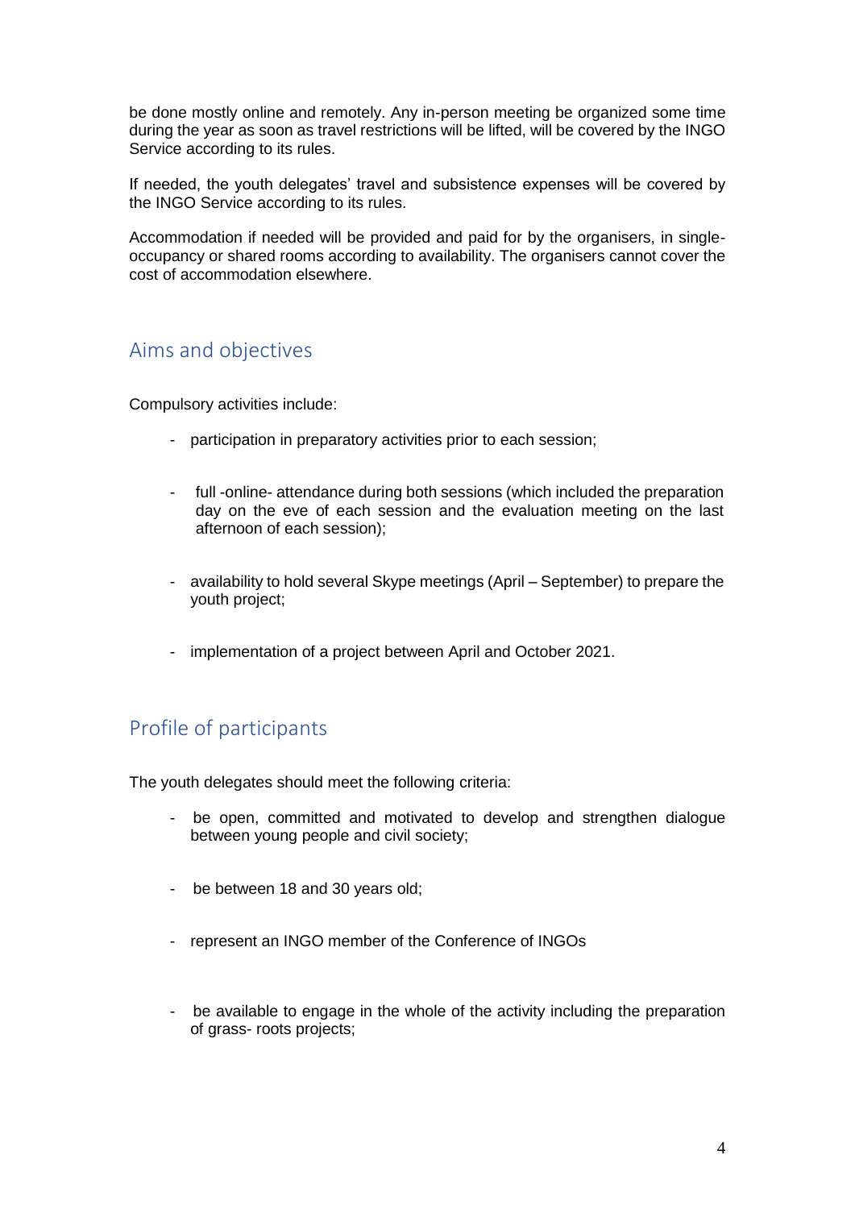be done mostly online and remotely. Any in-person meeting be organized some time during the year as soon as travel restrictions will be lifted, will be covered by the INGO Service according to its rules.

If needed, the youth delegates' travel and subsistence expenses will be covered by the INGO Service according to its rules.

Accommodation if needed will be provided and paid for by the organisers, in single-occupancy or shared rooms according to availability. The organisers cannot cover the cost of accommodation elsewhere.

## Aims and objectives

Compulsory activities include:

- participation in preparatory activities prior to each session;
- full -online- attendance during both sessions (which included the preparation day on the eve of each session and the evaluation meeting on the last afternoon of each session);
- availability to hold several Skype meetings (April – September) to prepare the youth project;
- implementation of a project between April and October 2021.

## Profile of participants

The youth delegates should meet the following criteria:

- be open, committed and motivated to develop and strengthen dialogue between young people and civil society;
- be between 18 and 30 years old;
- represent an INGO member of the Conference of INGOs
- be available to engage in the whole of the activity including the preparation of grass- roots projects;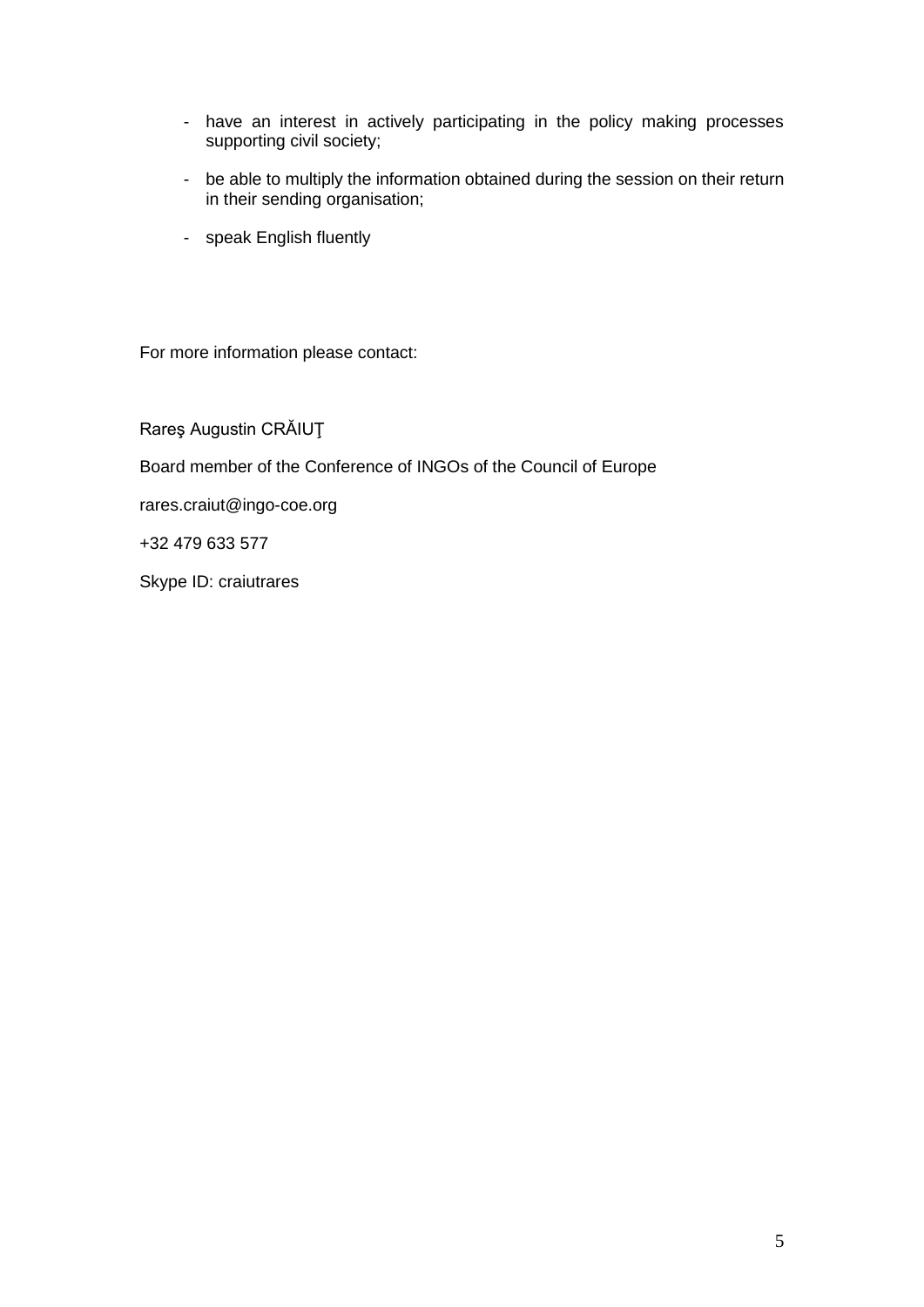- have an interest in actively participating in the policy making processes supporting civil society;
- be able to multiply the information obtained during the session on their return in their sending organisation;
- speak English fluently

For more information please contact:

Rareş Augustin CRĂIUŢ

Board member of the Conference of INGOs of the Council of Europe

rares.craiut@ingo-coe.org

+32 479 633 577

Skype ID: craiutrares